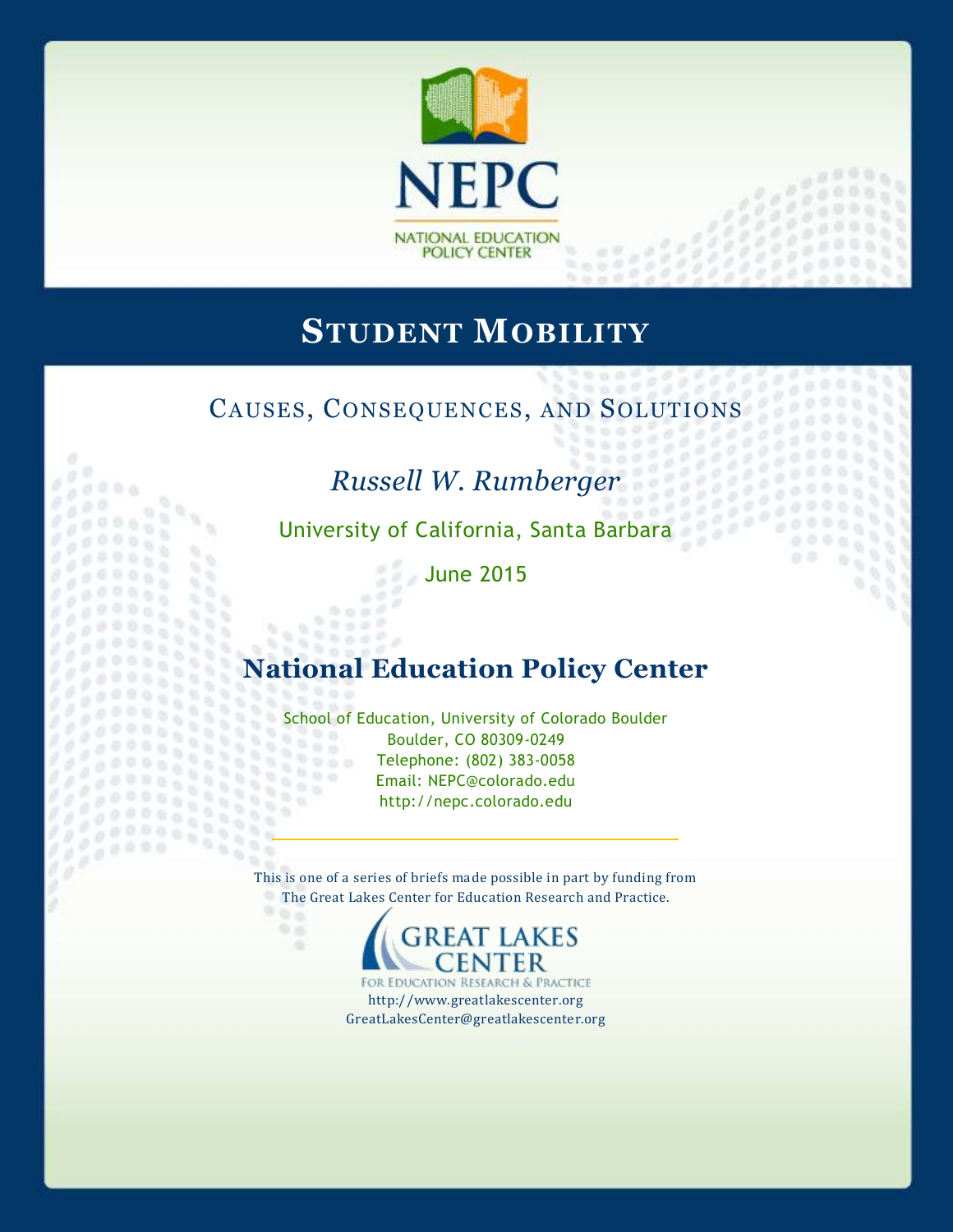NEPC

NATIONAL EDUCATION POLICY CENTER

# Student Mobility

## Causes, Consequences, and Solutions

*Russell W. Rumberger*

University of California, Santa Barbara

June 2015

## National Education Policy Center

School of Education, University of Colorado Boulder
Boulder, CO 80309-0249
Telephone: (802) 383-0058
Email: NEPC@colorado.edu
http://nepc.colorado.edu

---

This is one of a series of briefs made possible in part by funding from
The Great Lakes Center for Education Research and Practice.

GREAT LAKES CENTER
For Education Research & Practice
http://www.greatlakescenter.org
GreatLakesCenter@greatlakescenter.org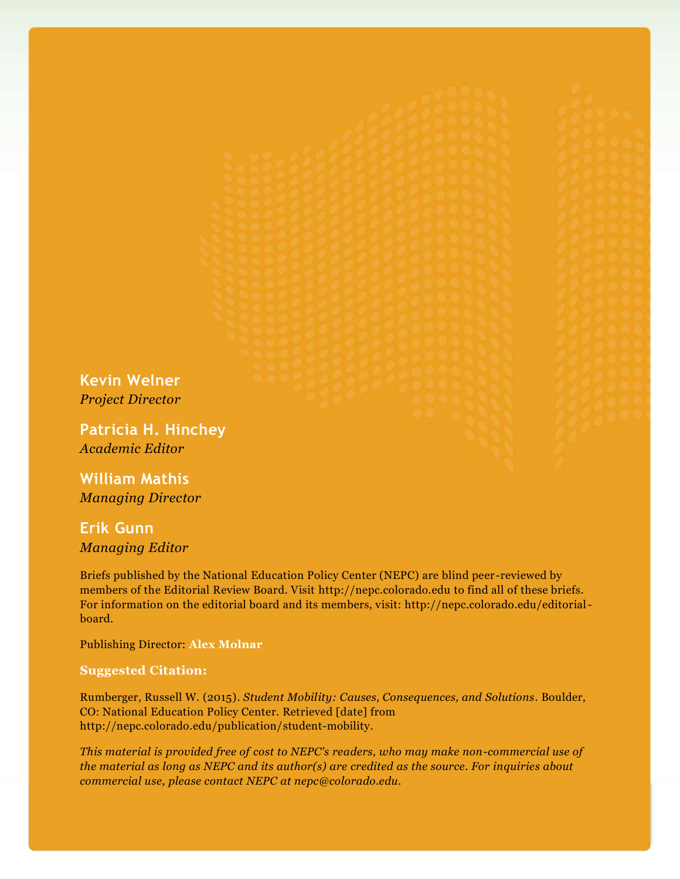**Kevin Welner**
*Project Director*

**Patricia H. Hinchey**
*Academic Editor*

**William Mathis**
*Managing Director*

**Erik Gunn**
*Managing Editor*

Briefs published by the National Education Policy Center (NEPC) are blind peer-reviewed by members of the Editorial Review Board. Visit http://nepc.colorado.edu to find all of these briefs. For information on the editorial board and its members, visit: http://nepc.colorado.edu/editorial-board.

Publishing Director: **Alex Molnar**

**Suggested Citation:**

Rumberger, Russell W. (2015). *Student Mobility: Causes, Consequences, and Solutions*. Boulder, CO: National Education Policy Center. Retrieved [date] from http://nepc.colorado.edu/publication/student-mobility.

*This material is provided free of cost to NEPC's readers, who may make non-commercial use of the material as long as NEPC and its author(s) are credited as the source. For inquiries about commercial use, please contact NEPC at nepc@colorado.edu.*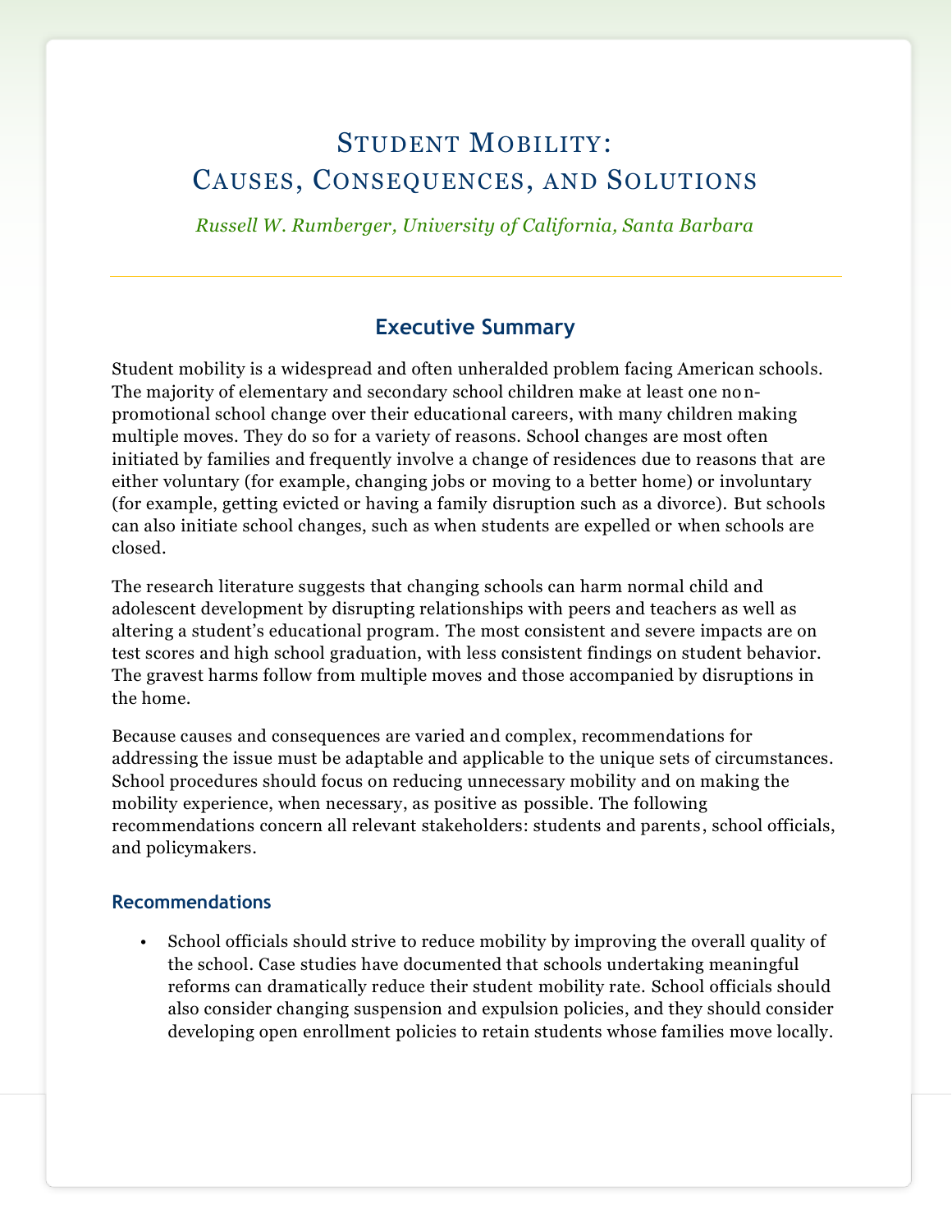# Student Mobility: Causes, Consequences, and Solutions

*Russell W. Rumberger, University of California, Santa Barbara*

## Executive Summary

Student mobility is a widespread and often unheralded problem facing American schools. The majority of elementary and secondary school children make at least one non-promotional school change over their educational careers, with many children making multiple moves. They do so for a variety of reasons. School changes are most often initiated by families and frequently involve a change of residences due to reasons that are either voluntary (for example, changing jobs or moving to a better home) or involuntary (for example, getting evicted or having a family disruption such as a divorce). But schools can also initiate school changes, such as when students are expelled or when schools are closed.

The research literature suggests that changing schools can harm normal child and adolescent development by disrupting relationships with peers and teachers as well as altering a student's educational program. The most consistent and severe impacts are on test scores and high school graduation, with less consistent findings on student behavior. The gravest harms follow from multiple moves and those accompanied by disruptions in the home.

Because causes and consequences are varied and complex, recommendations for addressing the issue must be adaptable and applicable to the unique sets of circumstances. School procedures should focus on reducing unnecessary mobility and on making the mobility experience, when necessary, as positive as possible. The following recommendations concern all relevant stakeholders: students and parents, school officials, and policymakers.

### Recommendations

- School officials should strive to reduce mobility by improving the overall quality of the school. Case studies have documented that schools undertaking meaningful reforms can dramatically reduce their student mobility rate. School officials should also consider changing suspension and expulsion policies, and they should consider developing open enrollment policies to retain students whose families move locally.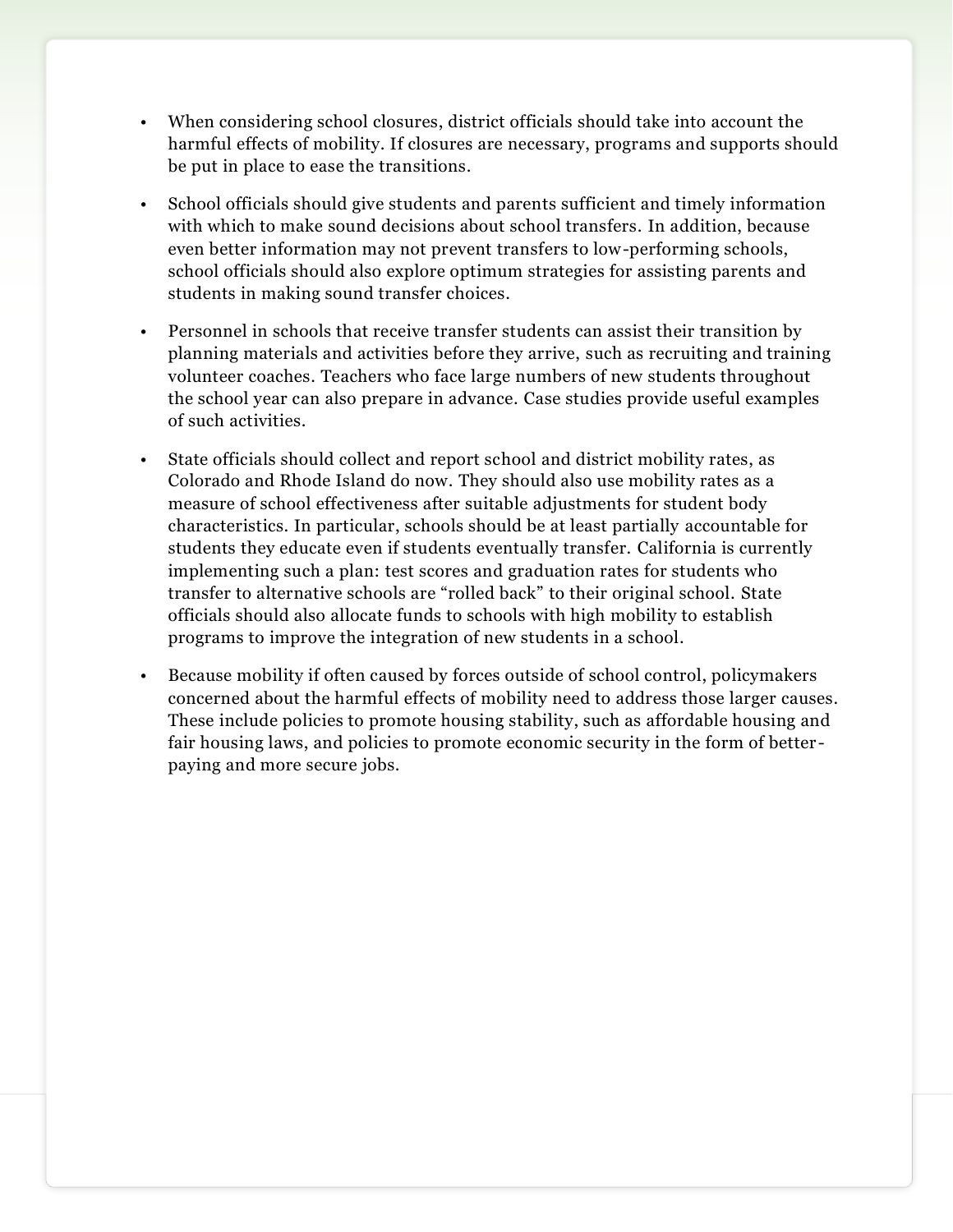- When considering school closures, district officials should take into account the harmful effects of mobility. If closures are necessary, programs and supports should be put in place to ease the transitions.

- School officials should give students and parents sufficient and timely information with which to make sound decisions about school transfers. In addition, because even better information may not prevent transfers to low-performing schools, school officials should also explore optimum strategies for assisting parents and students in making sound transfer choices.

- Personnel in schools that receive transfer students can assist their transition by planning materials and activities before they arrive, such as recruiting and training volunteer coaches. Teachers who face large numbers of new students throughout the school year can also prepare in advance. Case studies provide useful examples of such activities.

- State officials should collect and report school and district mobility rates, as Colorado and Rhode Island do now. They should also use mobility rates as a measure of school effectiveness after suitable adjustments for student body characteristics. In particular, schools should be at least partially accountable for students they educate even if students eventually transfer. California is currently implementing such a plan: test scores and graduation rates for students who transfer to alternative schools are "rolled back" to their original school. State officials should also allocate funds to schools with high mobility to establish programs to improve the integration of new students in a school.

- Because mobility if often caused by forces outside of school control, policymakers concerned about the harmful effects of mobility need to address those larger causes. These include policies to promote housing stability, such as affordable housing and fair housing laws, and policies to promote economic security in the form of better-paying and more secure jobs.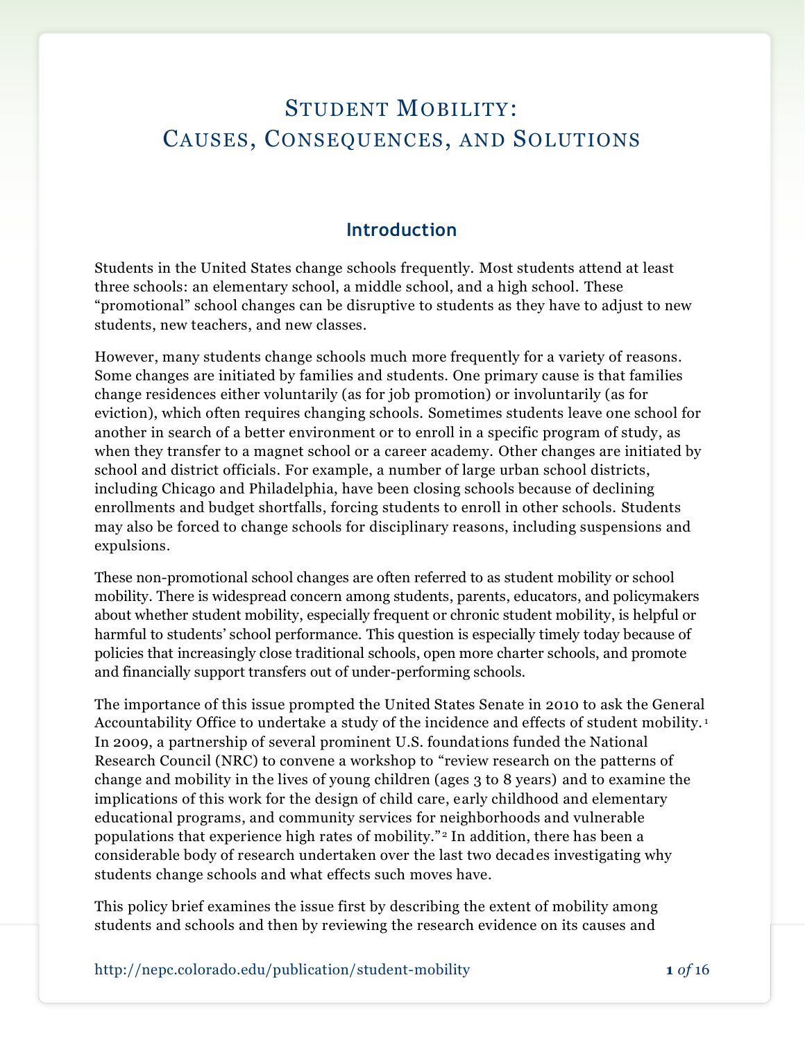# Student Mobility: Causes, Consequences, and Solutions

## Introduction

Students in the United States change schools frequently. Most students attend at least three schools: an elementary school, a middle school, and a high school. These "promotional" school changes can be disruptive to students as they have to adjust to new students, new teachers, and new classes.

However, many students change schools much more frequently for a variety of reasons. Some changes are initiated by families and students. One primary cause is that families change residences either voluntarily (as for job promotion) or involuntarily (as for eviction), which often requires changing schools. Sometimes students leave one school for another in search of a better environment or to enroll in a specific program of study, as when they transfer to a magnet school or a career academy. Other changes are initiated by school and district officials. For example, a number of large urban school districts, including Chicago and Philadelphia, have been closing schools because of declining enrollments and budget shortfalls, forcing students to enroll in other schools. Students may also be forced to change schools for disciplinary reasons, including suspensions and expulsions.

These non-promotional school changes are often referred to as student mobility or school mobility. There is widespread concern among students, parents, educators, and policymakers about whether student mobility, especially frequent or chronic student mobility, is helpful or harmful to students' school performance. This question is especially timely today because of policies that increasingly close traditional schools, open more charter schools, and promote and financially support transfers out of under-performing schools.

The importance of this issue prompted the United States Senate in 2010 to ask the General Accountability Office to undertake a study of the incidence and effects of student mobility.[1] In 2009, a partnership of several prominent U.S. foundations funded the National Research Council (NRC) to convene a workshop to "review research on the patterns of change and mobility in the lives of young children (ages 3 to 8 years) and to examine the implications of this work for the design of child care, early childhood and elementary educational programs, and community services for neighborhoods and vulnerable populations that experience high rates of mobility."[2] In addition, there has been a considerable body of research undertaken over the last two decades investigating why students change schools and what effects such moves have.

This policy brief examines the issue first by describing the extent of mobility among students and schools and then by reviewing the research evidence on its causes and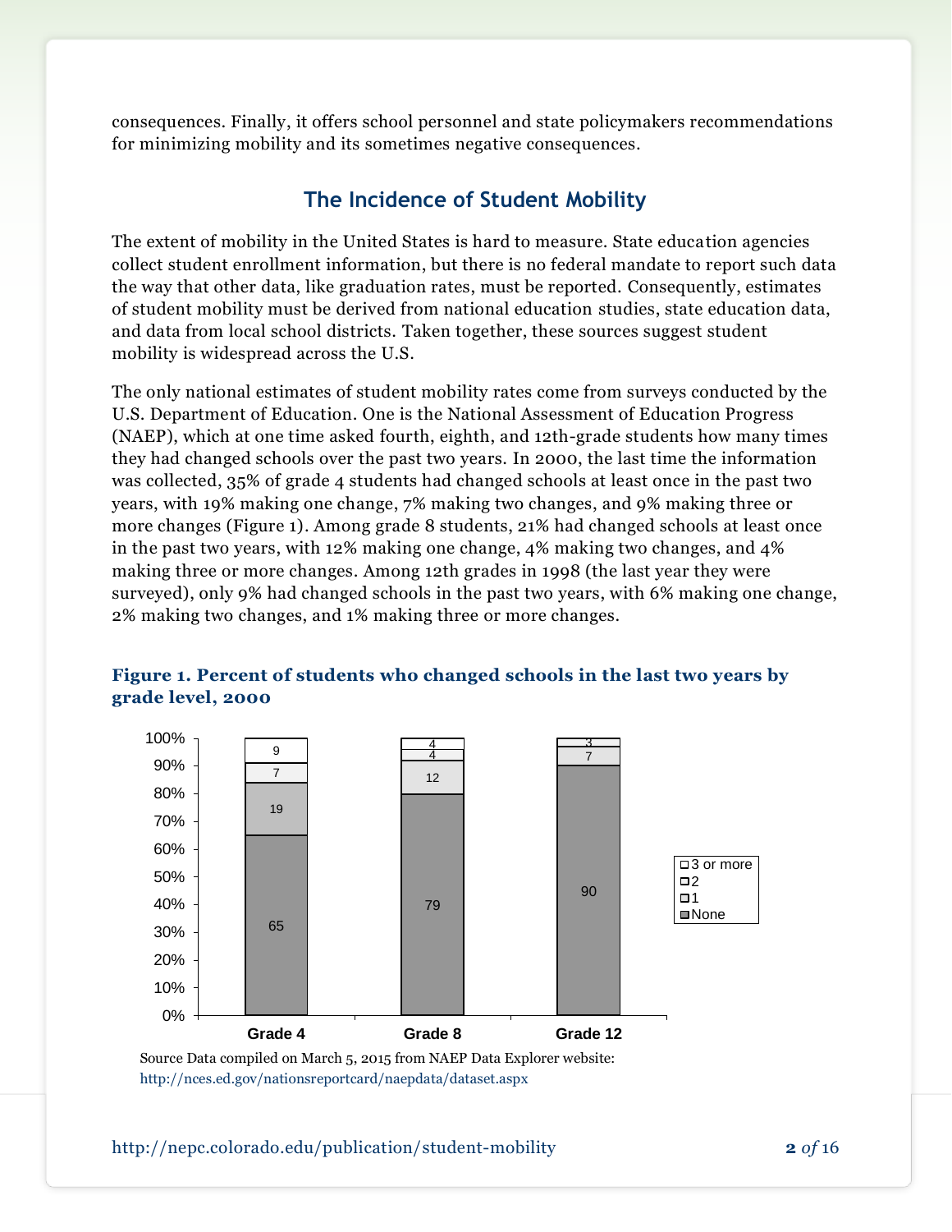consequences. Finally, it offers school personnel and state policymakers recommendations for minimizing mobility and its sometimes negative consequences.

## The Incidence of Student Mobility

The extent of mobility in the United States is hard to measure. State education agencies collect student enrollment information, but there is no federal mandate to report such data the way that other data, like graduation rates, must be reported. Consequently, estimates of student mobility must be derived from national education studies, state education data, and data from local school districts. Taken together, these sources suggest student mobility is widespread across the U.S.

The only national estimates of student mobility rates come from surveys conducted by the U.S. Department of Education. One is the National Assessment of Education Progress (NAEP), which at one time asked fourth, eighth, and 12th-grade students how many times they had changed schools over the past two years. In 2000, the last time the information was collected, 35% of grade 4 students had changed schools at least once in the past two years, with 19% making one change, 7% making two changes, and 9% making three or more changes (Figure 1). Among grade 8 students, 21% had changed schools at least once in the past two years, with 12% making one change, 4% making two changes, and 4% making three or more changes. Among 12th grades in 1998 (the last year they were surveyed), only 9% had changed schools in the past two years, with 6% making one change, 2% making two changes, and 1% making three or more changes.

**Figure 1. Percent of students who changed schools in the last two years by grade level, 2000**

| | Grade 4 | Grade 8 | Grade 12 |
|---|---|---|---|
| None | 65 | 79 | 90 |
| 1 | 19 | 12 | 7 |
| 2 | 7 | 4 | |
| 3 or more | 9 | 4 | 3 |

Source Data compiled on March 5, 2015 from NAEP Data Explorer website: http://nces.ed.gov/nationsreportcard/naepdata/dataset.aspx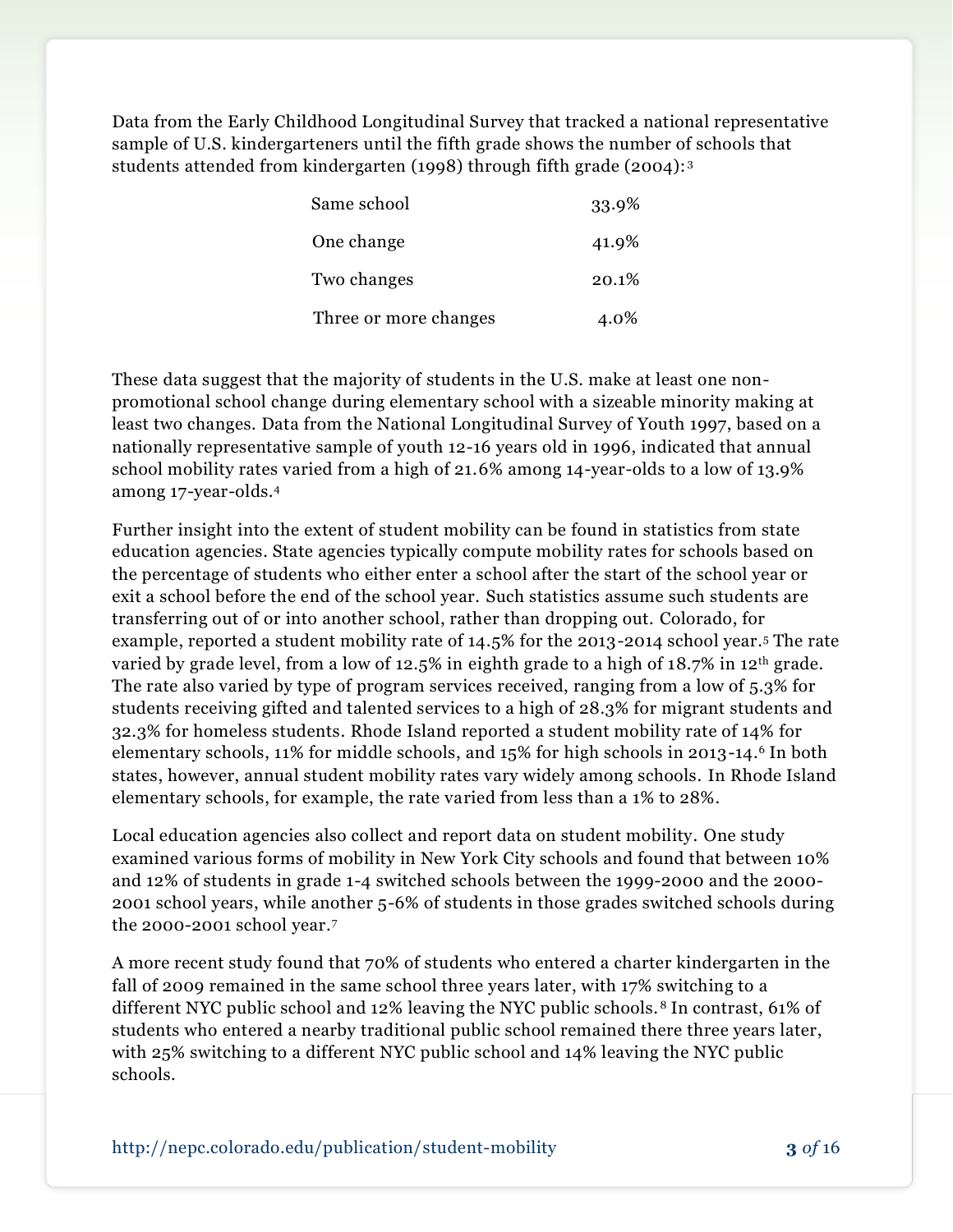Data from the Early Childhood Longitudinal Survey that tracked a national representative sample of U.S. kindergarteners until the fifth grade shows the number of schools that students attended from kindergarten (1998) through fifth grade (2004):[3]

| | |
|---|---|
| Same school | 33.9% |
| One change | 41.9% |
| Two changes | 20.1% |
| Three or more changes | 4.0% |

These data suggest that the majority of students in the U.S. make at least one non-promotional school change during elementary school with a sizeable minority making at least two changes. Data from the National Longitudinal Survey of Youth 1997, based on a nationally representative sample of youth 12-16 years old in 1996, indicated that annual school mobility rates varied from a high of 21.6% among 14-year-olds to a low of 13.9% among 17-year-olds.[4]

Further insight into the extent of student mobility can be found in statistics from state education agencies. State agencies typically compute mobility rates for schools based on the percentage of students who either enter a school after the start of the school year or exit a school before the end of the school year. Such statistics assume such students are transferring out of or into another school, rather than dropping out. Colorado, for example, reported a student mobility rate of 14.5% for the 2013-2014 school year.[5] The rate varied by grade level, from a low of 12.5% in eighth grade to a high of 18.7% in 12th grade. The rate also varied by type of program services received, ranging from a low of 5.3% for students receiving gifted and talented services to a high of 28.3% for migrant students and 32.3% for homeless students. Rhode Island reported a student mobility rate of 14% for elementary schools, 11% for middle schools, and 15% for high schools in 2013-14.[6] In both states, however, annual student mobility rates vary widely among schools. In Rhode Island elementary schools, for example, the rate varied from less than a 1% to 28%.

Local education agencies also collect and report data on student mobility. One study examined various forms of mobility in New York City schools and found that between 10% and 12% of students in grade 1-4 switched schools between the 1999-2000 and the 2000-2001 school years, while another 5-6% of students in those grades switched schools during the 2000-2001 school year.[7]

A more recent study found that 70% of students who entered a charter kindergarten in the fall of 2009 remained in the same school three years later, with 17% switching to a different NYC public school and 12% leaving the NYC public schools.[8] In contrast, 61% of students who entered a nearby traditional public school remained there three years later, with 25% switching to a different NYC public school and 14% leaving the NYC public schools.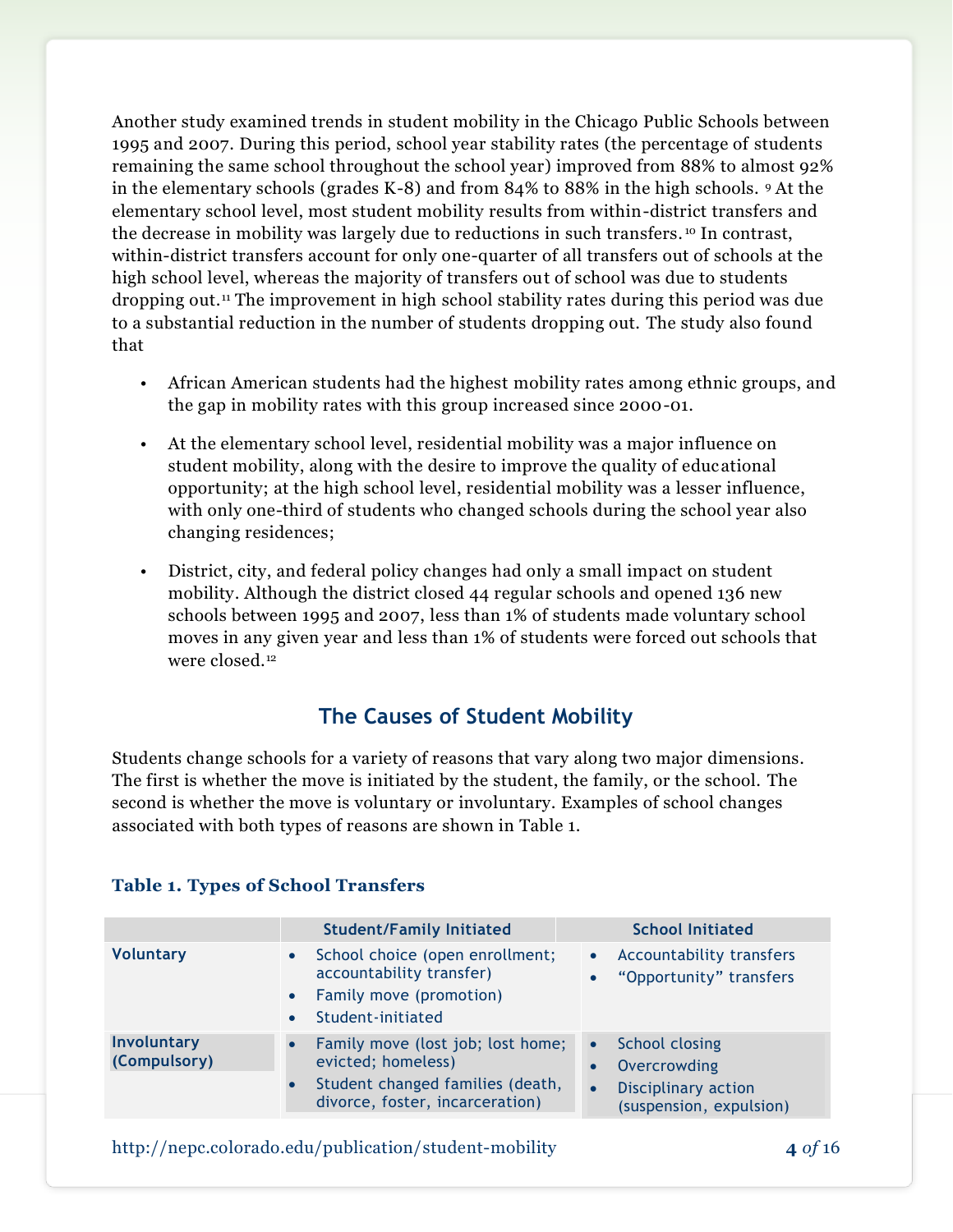Another study examined trends in student mobility in the Chicago Public Schools between 1995 and 2007. During this period, school year stability rates (the percentage of students remaining the same school throughout the school year) improved from 88% to almost 92% in the elementary schools (grades K-8) and from 84% to 88% in the high schools.[9] At the elementary school level, most student mobility results from within-district transfers and the decrease in mobility was largely due to reductions in such transfers.[10] In contrast, within-district transfers account for only one-quarter of all transfers out of schools at the high school level, whereas the majority of transfers out of school was due to students dropping out.[11] The improvement in high school stability rates during this period was due to a substantial reduction in the number of students dropping out. The study also found that

- African American students had the highest mobility rates among ethnic groups, and the gap in mobility rates with this group increased since 2000-01.
- At the elementary school level, residential mobility was a major influence on student mobility, along with the desire to improve the quality of educational opportunity; at the high school level, residential mobility was a lesser influence, with only one-third of students who changed schools during the school year also changing residences;
- District, city, and federal policy changes had only a small impact on student mobility. Although the district closed 44 regular schools and opened 136 new schools between 1995 and 2007, less than 1% of students made voluntary school moves in any given year and less than 1% of students were forced out schools that were closed.[12]

## The Causes of Student Mobility

Students change schools for a variety of reasons that vary along two major dimensions. The first is whether the move is initiated by the student, the family, or the school. The second is whether the move is voluntary or involuntary. Examples of school changes associated with both types of reasons are shown in Table 1.

**Table 1. Types of School Transfers**

| | Student/Family Initiated | School Initiated |
|---|---|---|
| **Voluntary** | • School choice (open enrollment; accountability transfer)<br>• Family move (promotion)<br>• Student-initiated | • Accountability transfers<br>• "Opportunity" transfers |
| **Involuntary (Compulsory)** | • Family move (lost job; lost home; evicted; homeless)<br>• Student changed families (death, divorce, foster, incarceration) | • School closing<br>• Overcrowding<br>• Disciplinary action (suspension, expulsion) |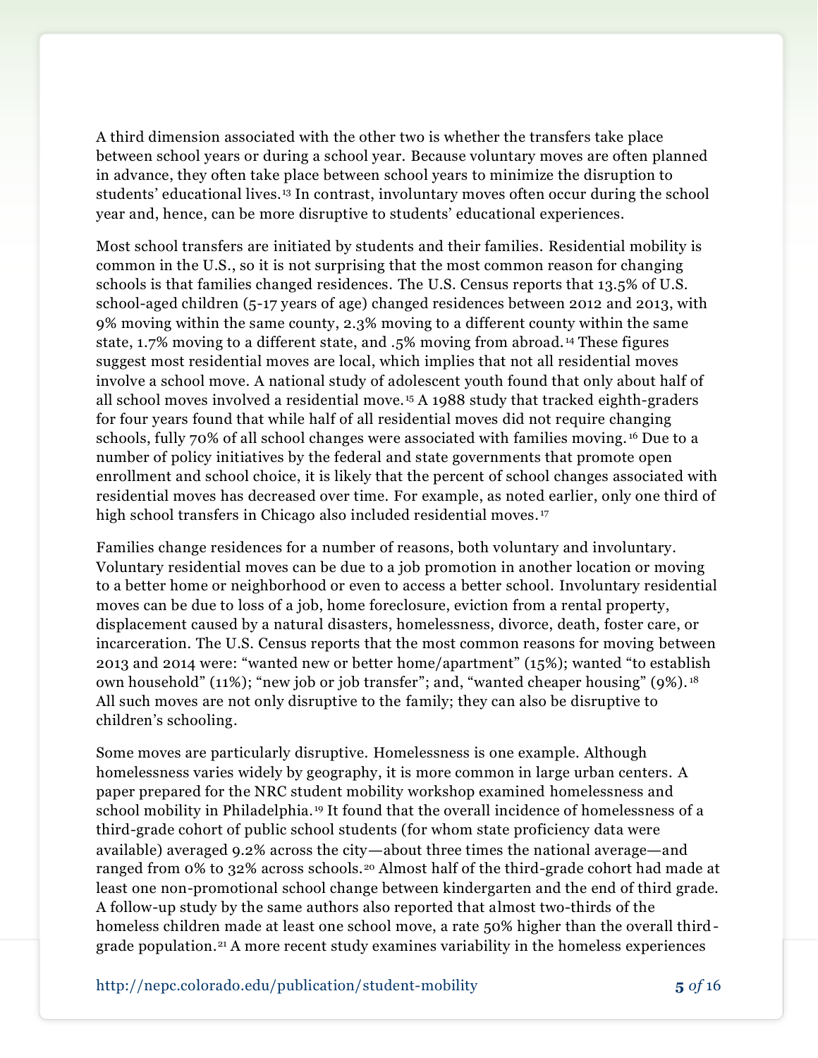A third dimension associated with the other two is whether the transfers take place between school years or during a school year. Because voluntary moves are often planned in advance, they often take place between school years to minimize the disruption to students' educational lives.[13] In contrast, involuntary moves often occur during the school year and, hence, can be more disruptive to students' educational experiences.

Most school transfers are initiated by students and their families. Residential mobility is common in the U.S., so it is not surprising that the most common reason for changing schools is that families changed residences. The U.S. Census reports that 13.5% of U.S. school-aged children (5-17 years of age) changed residences between 2012 and 2013, with 9% moving within the same county, 2.3% moving to a different county within the same state, 1.7% moving to a different state, and .5% moving from abroad.[14] These figures suggest most residential moves are local, which implies that not all residential moves involve a school move. A national study of adolescent youth found that only about half of all school moves involved a residential move.[15] A 1988 study that tracked eighth-graders for four years found that while half of all residential moves did not require changing schools, fully 70% of all school changes were associated with families moving.[16] Due to a number of policy initiatives by the federal and state governments that promote open enrollment and school choice, it is likely that the percent of school changes associated with residential moves has decreased over time. For example, as noted earlier, only one third of high school transfers in Chicago also included residential moves.[17]

Families change residences for a number of reasons, both voluntary and involuntary. Voluntary residential moves can be due to a job promotion in another location or moving to a better home or neighborhood or even to access a better school. Involuntary residential moves can be due to loss of a job, home foreclosure, eviction from a rental property, displacement caused by a natural disasters, homelessness, divorce, death, foster care, or incarceration. The U.S. Census reports that the most common reasons for moving between 2013 and 2014 were: "wanted new or better home/apartment" (15%); wanted "to establish own household" (11%); "new job or job transfer"; and, "wanted cheaper housing" (9%).[18] All such moves are not only disruptive to the family; they can also be disruptive to children's schooling.

Some moves are particularly disruptive. Homelessness is one example. Although homelessness varies widely by geography, it is more common in large urban centers. A paper prepared for the NRC student mobility workshop examined homelessness and school mobility in Philadelphia.[19] It found that the overall incidence of homelessness of a third-grade cohort of public school students (for whom state proficiency data were available) averaged 9.2% across the city—about three times the national average—and ranged from 0% to 32% across schools.[20] Almost half of the third-grade cohort had made at least one non-promotional school change between kindergarten and the end of third grade. A follow-up study by the same authors also reported that almost two-thirds of the homeless children made at least one school move, a rate 50% higher than the overall third-grade population.[21] A more recent study examines variability in the homeless experiences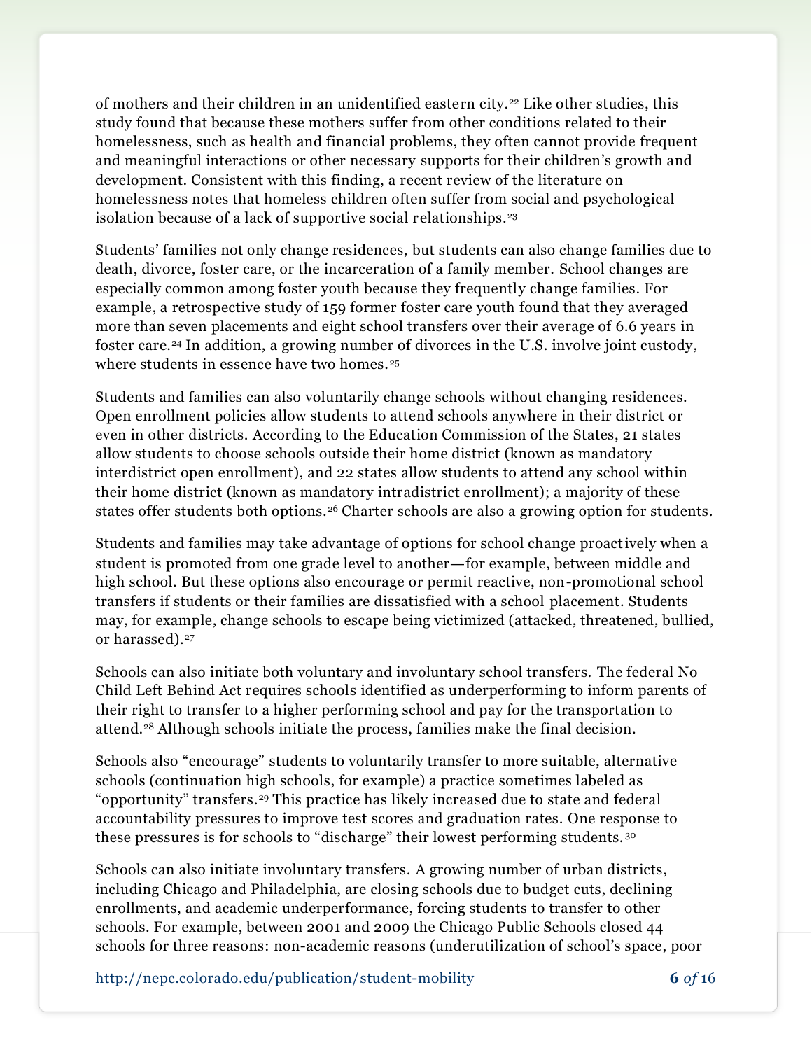of mothers and their children in an unidentified eastern city.[22] Like other studies, this study found that because these mothers suffer from other conditions related to their homelessness, such as health and financial problems, they often cannot provide frequent and meaningful interactions or other necessary supports for their children's growth and development. Consistent with this finding, a recent review of the literature on homelessness notes that homeless children often suffer from social and psychological isolation because of a lack of supportive social relationships.[23]

Students' families not only change residences, but students can also change families due to death, divorce, foster care, or the incarceration of a family member. School changes are especially common among foster youth because they frequently change families. For example, a retrospective study of 159 former foster care youth found that they averaged more than seven placements and eight school transfers over their average of 6.6 years in foster care.[24] In addition, a growing number of divorces in the U.S. involve joint custody, where students in essence have two homes.[25]

Students and families can also voluntarily change schools without changing residences. Open enrollment policies allow students to attend schools anywhere in their district or even in other districts. According to the Education Commission of the States, 21 states allow students to choose schools outside their home district (known as mandatory interdistrict open enrollment), and 22 states allow students to attend any school within their home district (known as mandatory intradistrict enrollment); a majority of these states offer students both options.[26] Charter schools are also a growing option for students.

Students and families may take advantage of options for school change proactively when a student is promoted from one grade level to another—for example, between middle and high school. But these options also encourage or permit reactive, non-promotional school transfers if students or their families are dissatisfied with a school placement. Students may, for example, change schools to escape being victimized (attacked, threatened, bullied, or harassed).[27]

Schools can also initiate both voluntary and involuntary school transfers. The federal No Child Left Behind Act requires schools identified as underperforming to inform parents of their right to transfer to a higher performing school and pay for the transportation to attend.[28] Although schools initiate the process, families make the final decision.

Schools also "encourage" students to voluntarily transfer to more suitable, alternative schools (continuation high schools, for example) a practice sometimes labeled as "opportunity" transfers.[29] This practice has likely increased due to state and federal accountability pressures to improve test scores and graduation rates. One response to these pressures is for schools to "discharge" their lowest performing students.[30]

Schools can also initiate involuntary transfers. A growing number of urban districts, including Chicago and Philadelphia, are closing schools due to budget cuts, declining enrollments, and academic underperformance, forcing students to transfer to other schools. For example, between 2001 and 2009 the Chicago Public Schools closed 44 schools for three reasons: non-academic reasons (underutilization of school's space, poor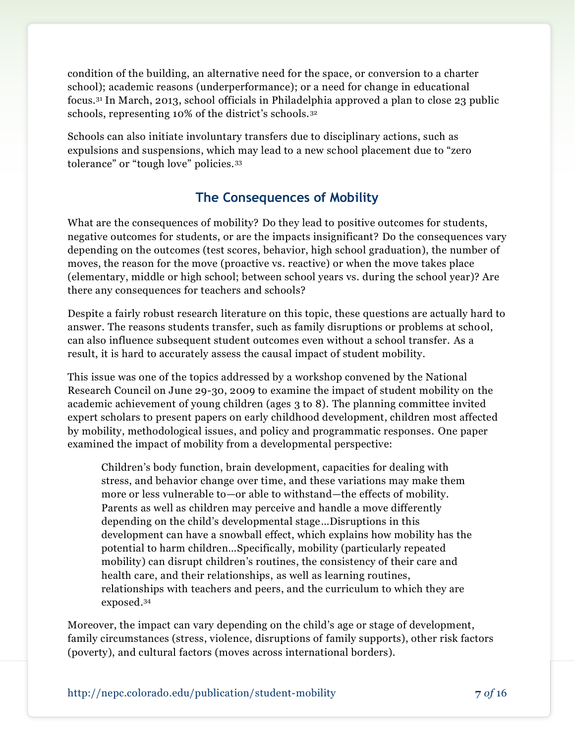condition of the building, an alternative need for the space, or conversion to a charter school); academic reasons (underperformance); or a need for change in educational focus.[31] In March, 2013, school officials in Philadelphia approved a plan to close 23 public schools, representing 10% of the district's schools.[32]

Schools can also initiate involuntary transfers due to disciplinary actions, such as expulsions and suspensions, which may lead to a new school placement due to "zero tolerance" or "tough love" policies.[33]

## The Consequences of Mobility

What are the consequences of mobility? Do they lead to positive outcomes for students, negative outcomes for students, or are the impacts insignificant? Do the consequences vary depending on the outcomes (test scores, behavior, high school graduation), the number of moves, the reason for the move (proactive vs. reactive) or when the move takes place (elementary, middle or high school; between school years vs. during the school year)? Are there any consequences for teachers and schools?

Despite a fairly robust research literature on this topic, these questions are actually hard to answer. The reasons students transfer, such as family disruptions or problems at school, can also influence subsequent student outcomes even without a school transfer. As a result, it is hard to accurately assess the causal impact of student mobility.

This issue was one of the topics addressed by a workshop convened by the National Research Council on June 29-30, 2009 to examine the impact of student mobility on the academic achievement of young children (ages 3 to 8). The planning committee invited expert scholars to present papers on early childhood development, children most affected by mobility, methodological issues, and policy and programmatic responses. One paper examined the impact of mobility from a developmental perspective:

> Children's body function, brain development, capacities for dealing with stress, and behavior change over time, and these variations may make them more or less vulnerable to—or able to withstand—the effects of mobility. Parents as well as children may perceive and handle a move differently depending on the child's developmental stage…Disruptions in this development can have a snowball effect, which explains how mobility has the potential to harm children…Specifically, mobility (particularly repeated mobility) can disrupt children's routines, the consistency of their care and health care, and their relationships, as well as learning routines, relationships with teachers and peers, and the curriculum to which they are exposed.[34]

Moreover, the impact can vary depending on the child's age or stage of development, family circumstances (stress, violence, disruptions of family supports), other risk factors (poverty), and cultural factors (moves across international borders).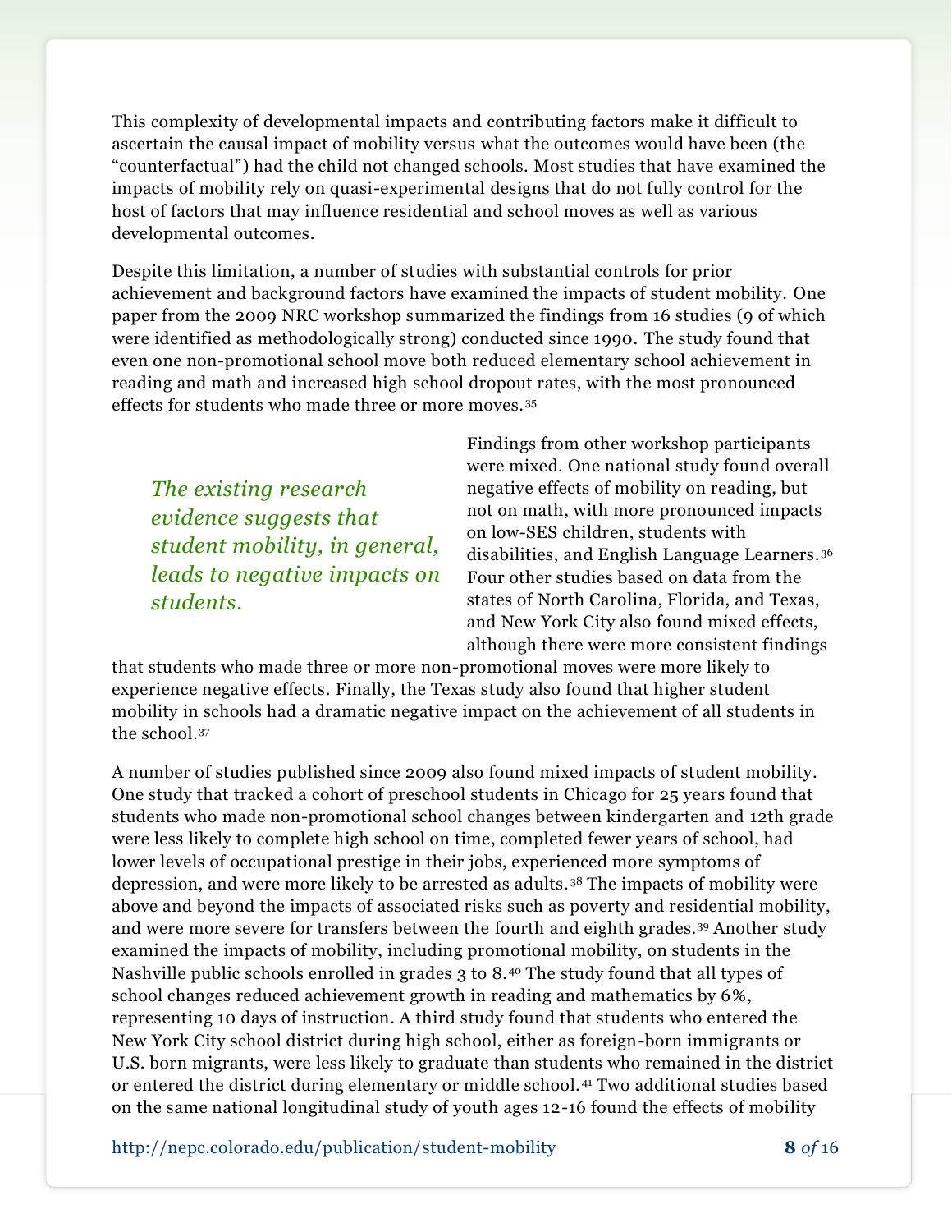This complexity of developmental impacts and contributing factors make it difficult to ascertain the causal impact of mobility versus what the outcomes would have been (the "counterfactual") had the child not changed schools. Most studies that have examined the impacts of mobility rely on quasi-experimental designs that do not fully control for the host of factors that may influence residential and school moves as well as various developmental outcomes.

Despite this limitation, a number of studies with substantial controls for prior achievement and background factors have examined the impacts of student mobility. One paper from the 2009 NRC workshop summarized the findings from 16 studies (9 of which were identified as methodologically strong) conducted since 1990. The study found that even one non-promotional school move both reduced elementary school achievement in reading and math and increased high school dropout rates, with the most pronounced effects for students who made three or more moves.[35]

*The existing research evidence suggests that student mobility, in general, leads to negative impacts on students.*

Findings from other workshop participants were mixed. One national study found overall negative effects of mobility on reading, but not on math, with more pronounced impacts on low-SES children, students with disabilities, and English Language Learners.[36] Four other studies based on data from the states of North Carolina, Florida, and Texas, and New York City also found mixed effects, although there were more consistent findings that students who made three or more non-promotional moves were more likely to experience negative effects. Finally, the Texas study also found that higher student mobility in schools had a dramatic negative impact on the achievement of all students in the school.[37]

A number of studies published since 2009 also found mixed impacts of student mobility. One study that tracked a cohort of preschool students in Chicago for 25 years found that students who made non-promotional school changes between kindergarten and 12th grade were less likely to complete high school on time, completed fewer years of school, had lower levels of occupational prestige in their jobs, experienced more symptoms of depression, and were more likely to be arrested as adults.[38] The impacts of mobility were above and beyond the impacts of associated risks such as poverty and residential mobility, and were more severe for transfers between the fourth and eighth grades.[39] Another study examined the impacts of mobility, including promotional mobility, on students in the Nashville public schools enrolled in grades 3 to 8.[40] The study found that all types of school changes reduced achievement growth in reading and mathematics by 6%, representing 10 days of instruction. A third study found that students who entered the New York City school district during high school, either as foreign-born immigrants or U.S. born migrants, were less likely to graduate than students who remained in the district or entered the district during elementary or middle school.[41] Two additional studies based on the same national longitudinal study of youth ages 12-16 found the effects of mobility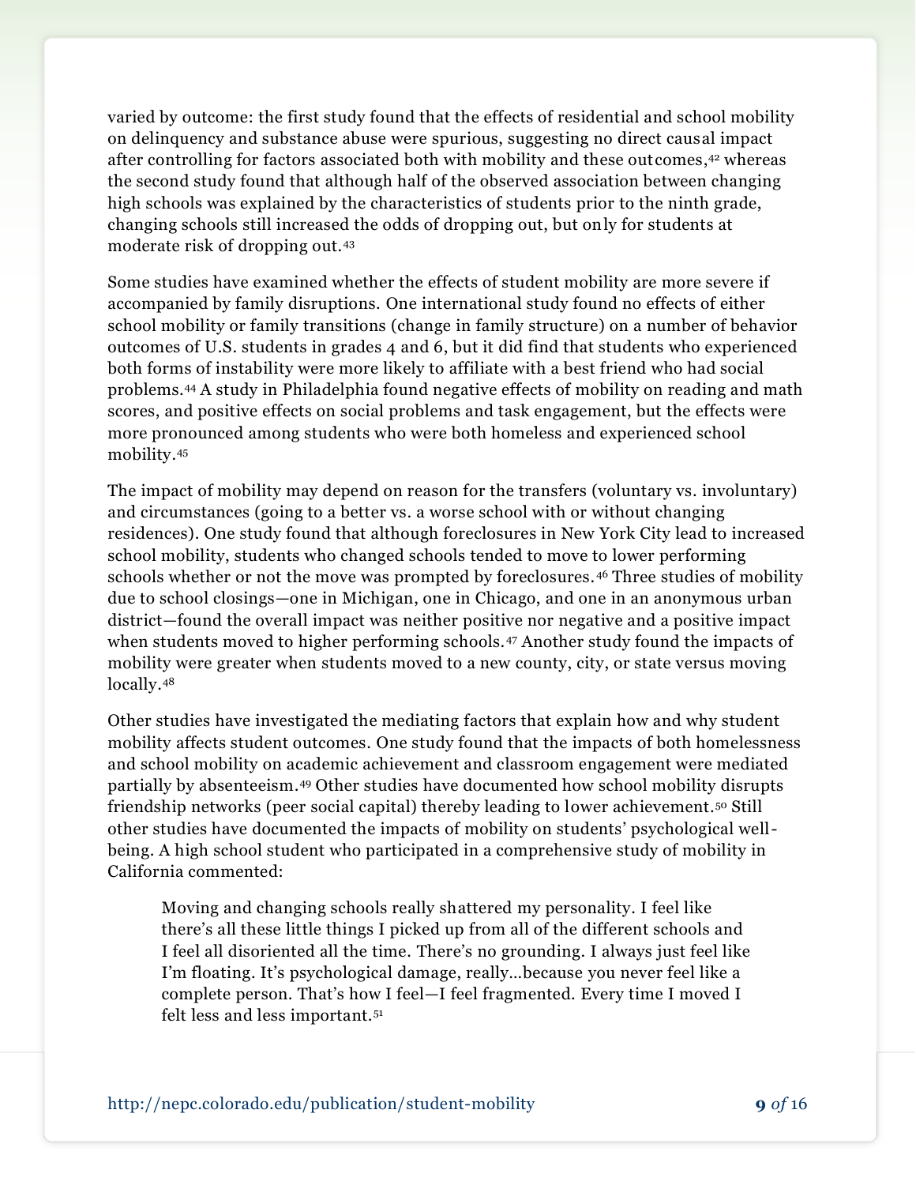varied by outcome: the first study found that the effects of residential and school mobility on delinquency and substance abuse were spurious, suggesting no direct causal impact after controlling for factors associated both with mobility and these outcomes,[42] whereas the second study found that although half of the observed association between changing high schools was explained by the characteristics of students prior to the ninth grade, changing schools still increased the odds of dropping out, but only for students at moderate risk of dropping out.[43]

Some studies have examined whether the effects of student mobility are more severe if accompanied by family disruptions. One international study found no effects of either school mobility or family transitions (change in family structure) on a number of behavior outcomes of U.S. students in grades 4 and 6, but it did find that students who experienced both forms of instability were more likely to affiliate with a best friend who had social problems.[44] A study in Philadelphia found negative effects of mobility on reading and math scores, and positive effects on social problems and task engagement, but the effects were more pronounced among students who were both homeless and experienced school mobility.[45]

The impact of mobility may depend on reason for the transfers (voluntary vs. involuntary) and circumstances (going to a better vs. a worse school with or without changing residences). One study found that although foreclosures in New York City lead to increased school mobility, students who changed schools tended to move to lower performing schools whether or not the move was prompted by foreclosures.[46] Three studies of mobility due to school closings—one in Michigan, one in Chicago, and one in an anonymous urban district—found the overall impact was neither positive nor negative and a positive impact when students moved to higher performing schools.[47] Another study found the impacts of mobility were greater when students moved to a new county, city, or state versus moving locally.[48]

Other studies have investigated the mediating factors that explain how and why student mobility affects student outcomes. One study found that the impacts of both homelessness and school mobility on academic achievement and classroom engagement were mediated partially by absenteeism.[49] Other studies have documented how school mobility disrupts friendship networks (peer social capital) thereby leading to lower achievement.[50] Still other studies have documented the impacts of mobility on students' psychological well-being. A high school student who participated in a comprehensive study of mobility in California commented:

> Moving and changing schools really shattered my personality. I feel like there's all these little things I picked up from all of the different schools and I feel all disoriented all the time. There's no grounding. I always just feel like I'm floating. It's psychological damage, really…because you never feel like a complete person. That's how I feel—I feel fragmented. Every time I moved I felt less and less important.[51]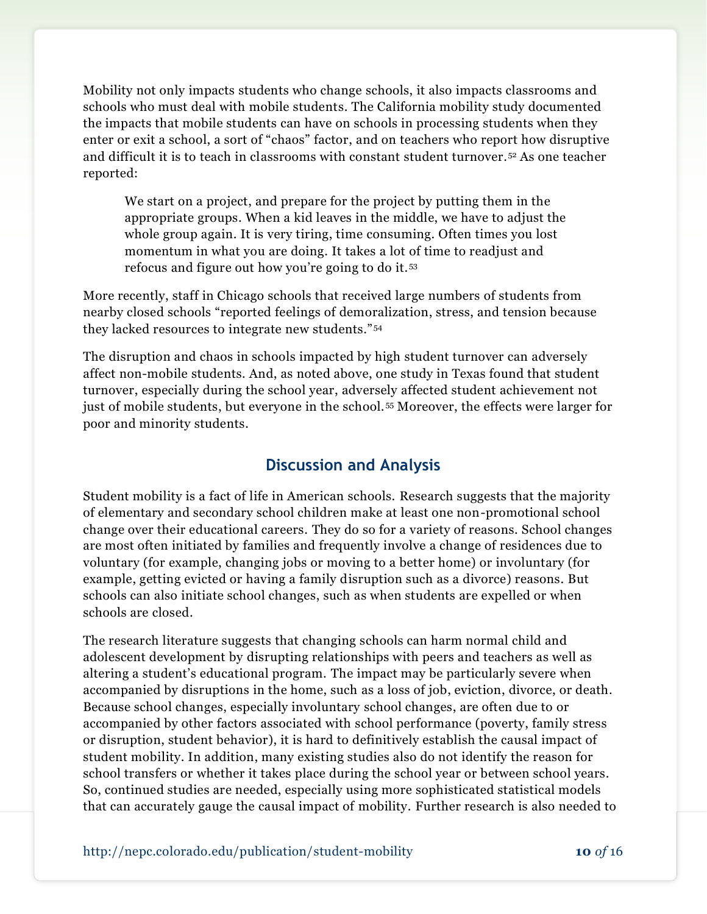Mobility not only impacts students who change schools, it also impacts classrooms and schools who must deal with mobile students. The California mobility study documented the impacts that mobile students can have on schools in processing students when they enter or exit a school, a sort of "chaos" factor, and on teachers who report how disruptive and difficult it is to teach in classrooms with constant student turnover.[52] As one teacher reported:

> We start on a project, and prepare for the project by putting them in the appropriate groups. When a kid leaves in the middle, we have to adjust the whole group again. It is very tiring, time consuming. Often times you lost momentum in what you are doing. It takes a lot of time to readjust and refocus and figure out how you're going to do it.[53]

More recently, staff in Chicago schools that received large numbers of students from nearby closed schools "reported feelings of demoralization, stress, and tension because they lacked resources to integrate new students."[54]

The disruption and chaos in schools impacted by high student turnover can adversely affect non-mobile students. And, as noted above, one study in Texas found that student turnover, especially during the school year, adversely affected student achievement not just of mobile students, but everyone in the school.[55] Moreover, the effects were larger for poor and minority students.

## Discussion and Analysis

Student mobility is a fact of life in American schools. Research suggests that the majority of elementary and secondary school children make at least one non-promotional school change over their educational careers. They do so for a variety of reasons. School changes are most often initiated by families and frequently involve a change of residences due to voluntary (for example, changing jobs or moving to a better home) or involuntary (for example, getting evicted or having a family disruption such as a divorce) reasons. But schools can also initiate school changes, such as when students are expelled or when schools are closed.

The research literature suggests that changing schools can harm normal child and adolescent development by disrupting relationships with peers and teachers as well as altering a student's educational program. The impact may be particularly severe when accompanied by disruptions in the home, such as a loss of job, eviction, divorce, or death. Because school changes, especially involuntary school changes, are often due to or accompanied by other factors associated with school performance (poverty, family stress or disruption, student behavior), it is hard to definitively establish the causal impact of student mobility. In addition, many existing studies also do not identify the reason for school transfers or whether it takes place during the school year or between school years. So, continued studies are needed, especially using more sophisticated statistical models that can accurately gauge the causal impact of mobility. Further research is also needed to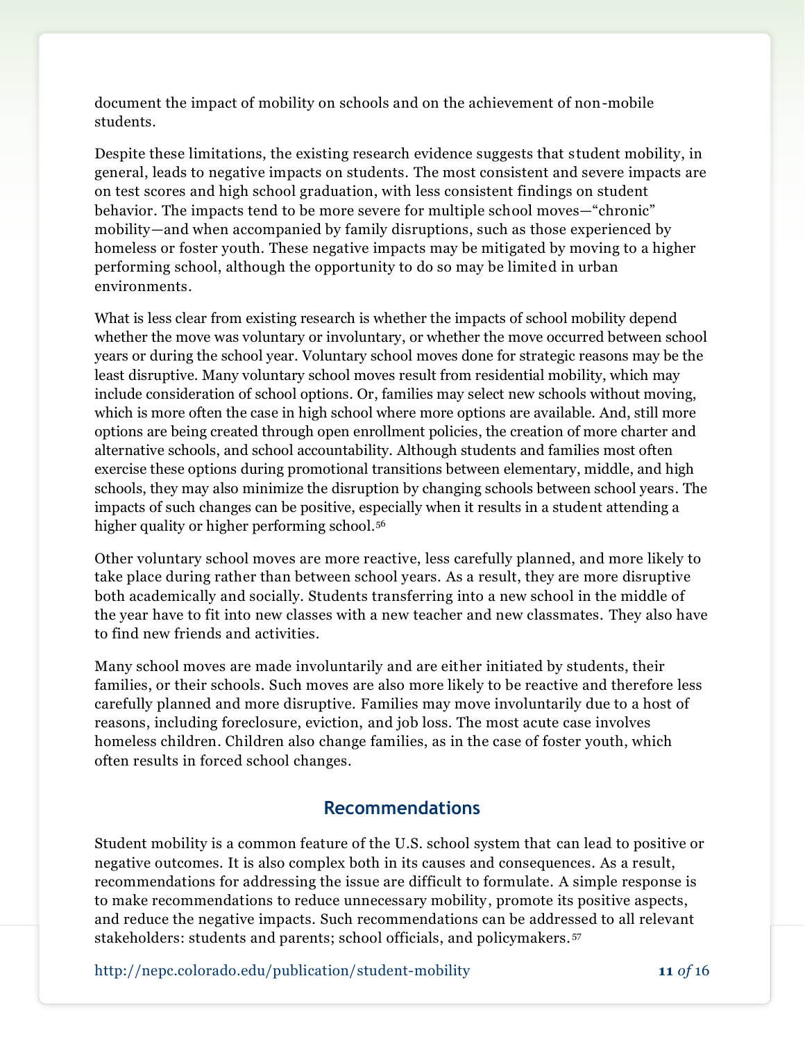document the impact of mobility on schools and on the achievement of non-mobile students.

Despite these limitations, the existing research evidence suggests that student mobility, in general, leads to negative impacts on students. The most consistent and severe impacts are on test scores and high school graduation, with less consistent findings on student behavior. The impacts tend to be more severe for multiple school moves—“chronic” mobility—and when accompanied by family disruptions, such as those experienced by homeless or foster youth. These negative impacts may be mitigated by moving to a higher performing school, although the opportunity to do so may be limited in urban environments.

What is less clear from existing research is whether the impacts of school mobility depend whether the move was voluntary or involuntary, or whether the move occurred between school years or during the school year. Voluntary school moves done for strategic reasons may be the least disruptive. Many voluntary school moves result from residential mobility, which may include consideration of school options. Or, families may select new schools without moving, which is more often the case in high school where more options are available. And, still more options are being created through open enrollment policies, the creation of more charter and alternative schools, and school accountability. Although students and families most often exercise these options during promotional transitions between elementary, middle, and high schools, they may also minimize the disruption by changing schools between school years. The impacts of such changes can be positive, especially when it results in a student attending a higher quality or higher performing school.[56]

Other voluntary school moves are more reactive, less carefully planned, and more likely to take place during rather than between school years. As a result, they are more disruptive both academically and socially. Students transferring into a new school in the middle of the year have to fit into new classes with a new teacher and new classmates. They also have to find new friends and activities.

Many school moves are made involuntarily and are either initiated by students, their families, or their schools. Such moves are also more likely to be reactive and therefore less carefully planned and more disruptive. Families may move involuntarily due to a host of reasons, including foreclosure, eviction, and job loss. The most acute case involves homeless children. Children also change families, as in the case of foster youth, which often results in forced school changes.

## Recommendations

Student mobility is a common feature of the U.S. school system that can lead to positive or negative outcomes. It is also complex both in its causes and consequences. As a result, recommendations for addressing the issue are difficult to formulate. A simple response is to make recommendations to reduce unnecessary mobility, promote its positive aspects, and reduce the negative impacts. Such recommendations can be addressed to all relevant stakeholders: students and parents; school officials, and policymakers.[57]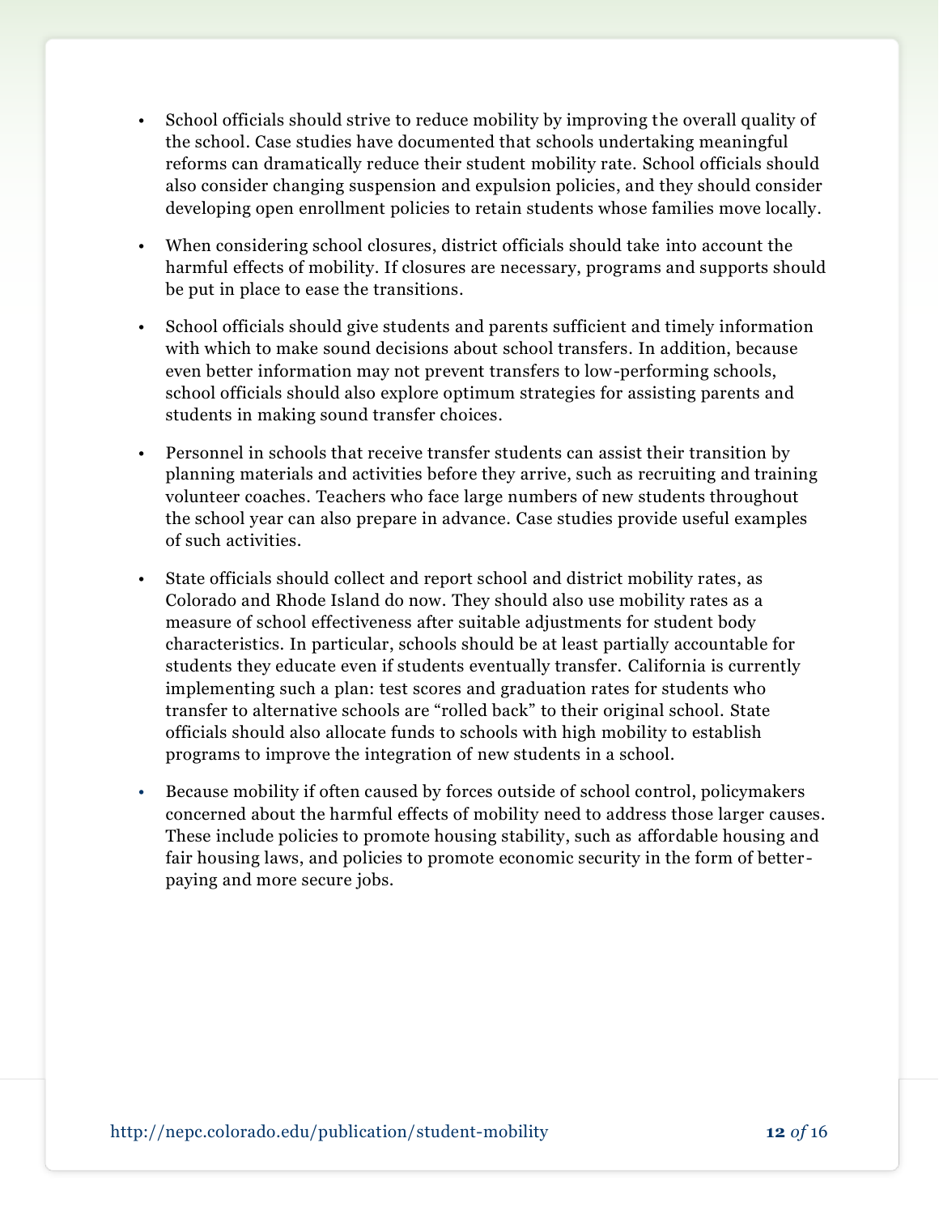- School officials should strive to reduce mobility by improving the overall quality of the school. Case studies have documented that schools undertaking meaningful reforms can dramatically reduce their student mobility rate. School officials should also consider changing suspension and expulsion policies, and they should consider developing open enrollment policies to retain students whose families move locally.

- When considering school closures, district officials should take into account the harmful effects of mobility. If closures are necessary, programs and supports should be put in place to ease the transitions.

- School officials should give students and parents sufficient and timely information with which to make sound decisions about school transfers. In addition, because even better information may not prevent transfers to low-performing schools, school officials should also explore optimum strategies for assisting parents and students in making sound transfer choices.

- Personnel in schools that receive transfer students can assist their transition by planning materials and activities before they arrive, such as recruiting and training volunteer coaches. Teachers who face large numbers of new students throughout the school year can also prepare in advance. Case studies provide useful examples of such activities.

- State officials should collect and report school and district mobility rates, as Colorado and Rhode Island do now. They should also use mobility rates as a measure of school effectiveness after suitable adjustments for student body characteristics. In particular, schools should be at least partially accountable for students they educate even if students eventually transfer. California is currently implementing such a plan: test scores and graduation rates for students who transfer to alternative schools are "rolled back" to their original school. State officials should also allocate funds to schools with high mobility to establish programs to improve the integration of new students in a school.

- Because mobility if often caused by forces outside of school control, policymakers concerned about the harmful effects of mobility need to address those larger causes. These include policies to promote housing stability, such as affordable housing and fair housing laws, and policies to promote economic security in the form of better-paying and more secure jobs.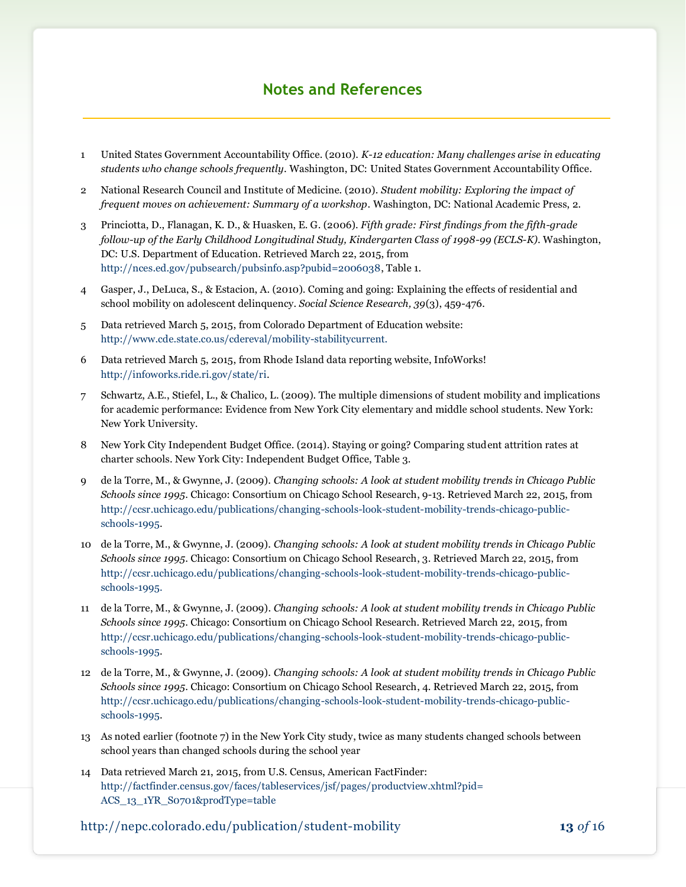## Notes and References

1. United States Government Accountability Office. (2010). *K-12 education: Many challenges arise in educating students who change schools frequently*. Washington, DC: United States Government Accountability Office.

2. National Research Council and Institute of Medicine. (2010). *Student mobility: Exploring the impact of frequent moves on achievement: Summary of a workshop*. Washington, DC: National Academic Press, 2.

3. Princiotta, D., Flanagan, K. D., & Huasken, E. G. (2006). *Fifth grade: First findings from the fifth-grade follow-up of the Early Childhood Longitudinal Study, Kindergarten Class of 1998-99 (ECLS-K)*. Washington, DC: U.S. Department of Education. Retrieved March 22, 2015, from http://nces.ed.gov/pubsearch/pubsinfo.asp?pubid=2006038, Table 1.

4. Gasper, J., DeLuca, S., & Estacion, A. (2010). Coming and going: Explaining the effects of residential and school mobility on adolescent delinquency. *Social Science Research, 39*(3), 459-476.

5. Data retrieved March 5, 2015, from Colorado Department of Education website: http://www.cde.state.co.us/cdereval/mobility-stabilitycurrent.

6. Data retrieved March 5, 2015, from Rhode Island data reporting website, InfoWorks! http://infoworks.ride.ri.gov/state/ri.

7. Schwartz, A.E., Stiefel, L., & Chalico, L. (2009). The multiple dimensions of student mobility and implications for academic performance: Evidence from New York City elementary and middle school students. New York: New York University.

8. New York City Independent Budget Office. (2014). Staying or going? Comparing student attrition rates at charter schools. New York City: Independent Budget Office, Table 3.

9. de la Torre, M., & Gwynne, J. (2009). *Changing schools: A look at student mobility trends in Chicago Public Schools since 1995*. Chicago: Consortium on Chicago School Research, 9-13. Retrieved March 22, 2015, from http://ccsr.uchicago.edu/publications/changing-schools-look-student-mobility-trends-chicago-public-schools-1995.

10. de la Torre, M., & Gwynne, J. (2009). *Changing schools: A look at student mobility trends in Chicago Public Schools since 1995*. Chicago: Consortium on Chicago School Research, 3. Retrieved March 22, 2015, from http://ccsr.uchicago.edu/publications/changing-schools-look-student-mobility-trends-chicago-public-schools-1995.

11. de la Torre, M., & Gwynne, J. (2009). *Changing schools: A look at student mobility trends in Chicago Public Schools since 1995*. Chicago: Consortium on Chicago School Research. Retrieved March 22, 2015, from http://ccsr.uchicago.edu/publications/changing-schools-look-student-mobility-trends-chicago-public-schools-1995.

12. de la Torre, M., & Gwynne, J. (2009). *Changing schools: A look at student mobility trends in Chicago Public Schools since 1995*. Chicago: Consortium on Chicago School Research, 4. Retrieved March 22, 2015, from http://ccsr.uchicago.edu/publications/changing-schools-look-student-mobility-trends-chicago-public-schools-1995.

13. As noted earlier (footnote 7) in the New York City study, twice as many students changed schools between school years than changed schools during the school year

14. Data retrieved March 21, 2015, from U.S. Census, American FactFinder: http://factfinder.census.gov/faces/tableservices/jsf/pages/productview.xhtml?pid=ACS_13_1YR_S0701&prodType=table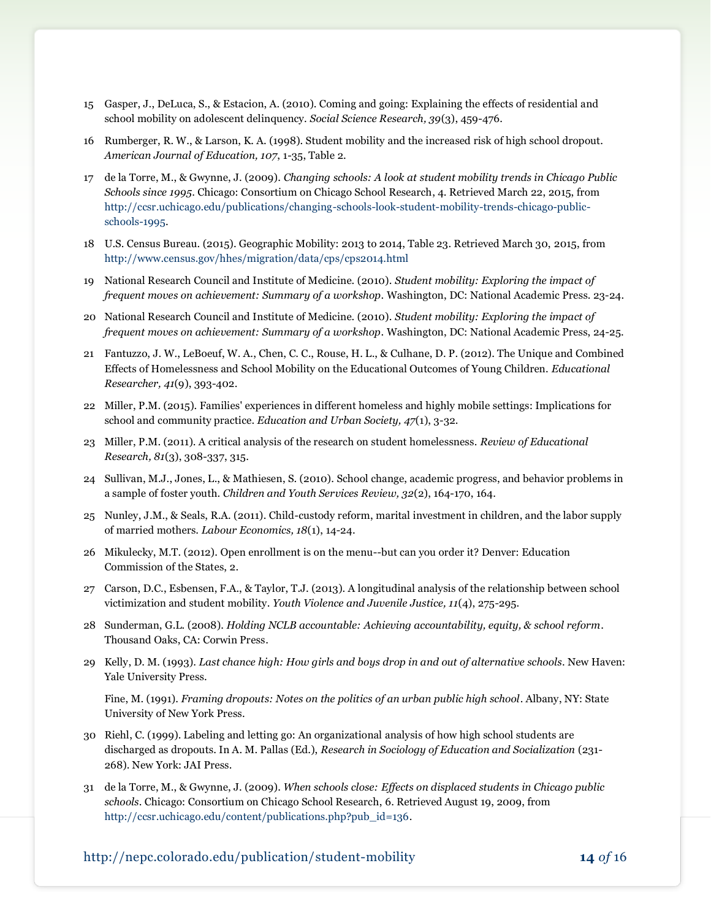15 Gasper, J., DeLuca, S., & Estacion, A. (2010). Coming and going: Explaining the effects of residential and school mobility on adolescent delinquency. *Social Science Research, 39*(3), 459-476.

16 Rumberger, R. W., & Larson, K. A. (1998). Student mobility and the increased risk of high school dropout. *American Journal of Education, 107*, 1-35, Table 2.

17 de la Torre, M., & Gwynne, J. (2009). *Changing schools: A look at student mobility trends in Chicago Public Schools since 1995*. Chicago: Consortium on Chicago School Research, 4. Retrieved March 22, 2015, from http://ccsr.uchicago.edu/publications/changing-schools-look-student-mobility-trends-chicago-public-schools-1995.

18 U.S. Census Bureau. (2015). Geographic Mobility: 2013 to 2014, Table 23. Retrieved March 30, 2015, from http://www.census.gov/hhes/migration/data/cps/cps2014.html

19 National Research Council and Institute of Medicine. (2010). *Student mobility: Exploring the impact of frequent moves on achievement: Summary of a workshop*. Washington, DC: National Academic Press. 23-24.

20 National Research Council and Institute of Medicine. (2010). *Student mobility: Exploring the impact of frequent moves on achievement: Summary of a workshop*. Washington, DC: National Academic Press, 24-25.

21 Fantuzzo, J. W., LeBoeuf, W. A., Chen, C. C., Rouse, H. L., & Culhane, D. P. (2012). The Unique and Combined Effects of Homelessness and School Mobility on the Educational Outcomes of Young Children. *Educational Researcher, 41*(9), 393-402.

22 Miller, P.M. (2015). Families' experiences in different homeless and highly mobile settings: Implications for school and community practice. *Education and Urban Society, 47*(1), 3-32.

23 Miller, P.M. (2011). A critical analysis of the research on student homelessness. *Review of Educational Research, 81*(3), 308-337, 315.

24 Sullivan, M.J., Jones, L., & Mathiesen, S. (2010). School change, academic progress, and behavior problems in a sample of foster youth. *Children and Youth Services Review, 32*(2), 164-170, 164.

25 Nunley, J.M., & Seals, R.A. (2011). Child-custody reform, marital investment in children, and the labor supply of married mothers. *Labour Economics, 18*(1), 14-24.

26 Mikulecky, M.T. (2012). Open enrollment is on the menu--but can you order it? Denver: Education Commission of the States, 2.

27 Carson, D.C., Esbensen, F.A., & Taylor, T.J. (2013). A longitudinal analysis of the relationship between school victimization and student mobility. *Youth Violence and Juvenile Justice, 11*(4), 275-295.

28 Sunderman, G.L. (2008). *Holding NCLB accountable: Achieving accountability, equity, & school reform*. Thousand Oaks, CA: Corwin Press.

29 Kelly, D. M. (1993). *Last chance high: How girls and boys drop in and out of alternative schools*. New Haven: Yale University Press.

Fine, M. (1991). *Framing dropouts: Notes on the politics of an urban public high school*. Albany, NY: State University of New York Press.

30 Riehl, C. (1999). Labeling and letting go: An organizational analysis of how high school students are discharged as dropouts. In A. M. Pallas (Ed.), *Research in Sociology of Education and Socialization* (231-268). New York: JAI Press.

31 de la Torre, M., & Gwynne, J. (2009). *When schools close: Effects on displaced students in Chicago public schools*. Chicago: Consortium on Chicago School Research, 6. Retrieved August 19, 2009, from http://ccsr.uchicago.edu/content/publications.php?pub_id=136.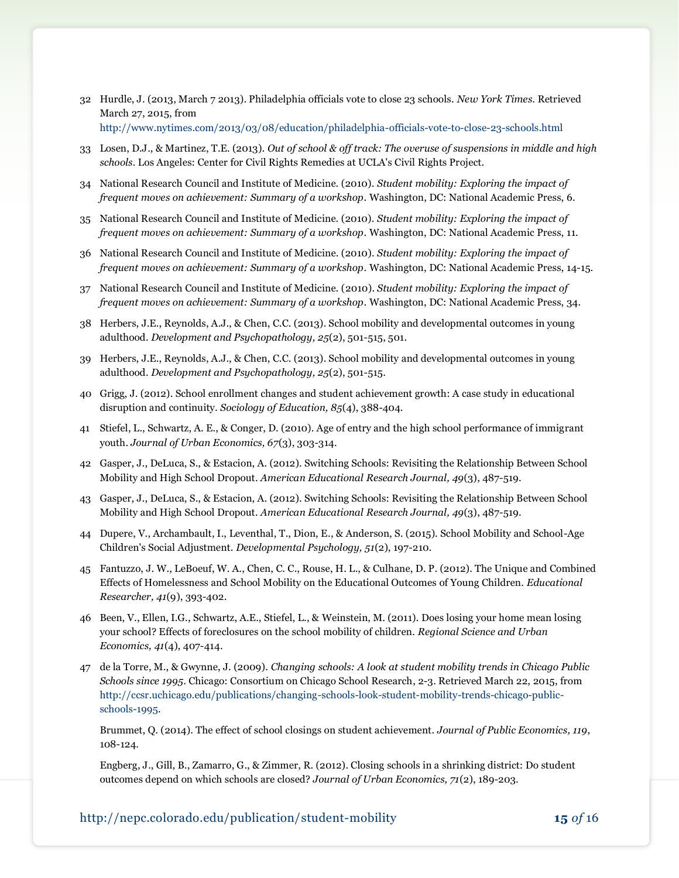32 Hurdle, J. (2013, March 7 2013). Philadelphia officials vote to close 23 schools. *New York Times*. Retrieved March 27, 2015, from http://www.nytimes.com/2013/03/08/education/philadelphia-officials-vote-to-close-23-schools.html

33 Losen, D.J., & Martinez, T.E. (2013). *Out of school & off track: The overuse of suspensions in middle and high schools*. Los Angeles: Center for Civil Rights Remedies at UCLA's Civil Rights Project.

34 National Research Council and Institute of Medicine. (2010). *Student mobility: Exploring the impact of frequent moves on achievement: Summary of a workshop*. Washington, DC: National Academic Press, 6.

35 National Research Council and Institute of Medicine. (2010). *Student mobility: Exploring the impact of frequent moves on achievement: Summary of a workshop*. Washington, DC: National Academic Press, 11.

36 National Research Council and Institute of Medicine. (2010). *Student mobility: Exploring the impact of frequent moves on achievement: Summary of a workshop*. Washington, DC: National Academic Press, 14-15.

37 National Research Council and Institute of Medicine. (2010). *Student mobility: Exploring the impact of frequent moves on achievement: Summary of a workshop*. Washington, DC: National Academic Press, 34.

38 Herbers, J.E., Reynolds, A.J., & Chen, C.C. (2013). School mobility and developmental outcomes in young adulthood. *Development and Psychopathology, 25*(2), 501-515, 501.

39 Herbers, J.E., Reynolds, A.J., & Chen, C.C. (2013). School mobility and developmental outcomes in young adulthood. *Development and Psychopathology, 25*(2), 501-515.

40 Grigg, J. (2012). School enrollment changes and student achievement growth: A case study in educational disruption and continuity. *Sociology of Education, 85*(4), 388-404.

41 Stiefel, L., Schwartz, A. E., & Conger, D. (2010). Age of entry and the high school performance of immigrant youth. *Journal of Urban Economics, 67*(3), 303-314.

42 Gasper, J., DeLuca, S., & Estacion, A. (2012). Switching Schools: Revisiting the Relationship Between School Mobility and High School Dropout. *American Educational Research Journal, 49*(3), 487-519.

43 Gasper, J., DeLuca, S., & Estacion, A. (2012). Switching Schools: Revisiting the Relationship Between School Mobility and High School Dropout. *American Educational Research Journal, 49*(3), 487-519.

44 Dupere, V., Archambault, I., Leventhal, T., Dion, E., & Anderson, S. (2015). School Mobility and School-Age Children's Social Adjustment. *Developmental Psychology, 51*(2), 197-210.

45 Fantuzzo, J. W., LeBoeuf, W. A., Chen, C. C., Rouse, H. L., & Culhane, D. P. (2012). The Unique and Combined Effects of Homelessness and School Mobility on the Educational Outcomes of Young Children. *Educational Researcher, 41*(9), 393-402.

46 Been, V., Ellen, I.G., Schwartz, A.E., Stiefel, L., & Weinstein, M. (2011). Does losing your home mean losing your school? Effects of foreclosures on the school mobility of children. *Regional Science and Urban Economics, 41*(4), 407-414.

47 de la Torre, M., & Gwynne, J. (2009). *Changing schools: A look at student mobility trends in Chicago Public Schools since 1995*. Chicago: Consortium on Chicago School Research, 2-3. Retrieved March 22, 2015, from http://ccsr.uchicago.edu/publications/changing-schools-look-student-mobility-trends-chicago-public-schools-1995.

Brummet, Q. (2014). The effect of school closings on student achievement. *Journal of Public Economics, 119*, 108-124.

Engberg, J., Gill, B., Zamarro, G., & Zimmer, R. (2012). Closing schools in a shrinking district: Do student outcomes depend on which schools are closed? *Journal of Urban Economics, 71*(2), 189-203.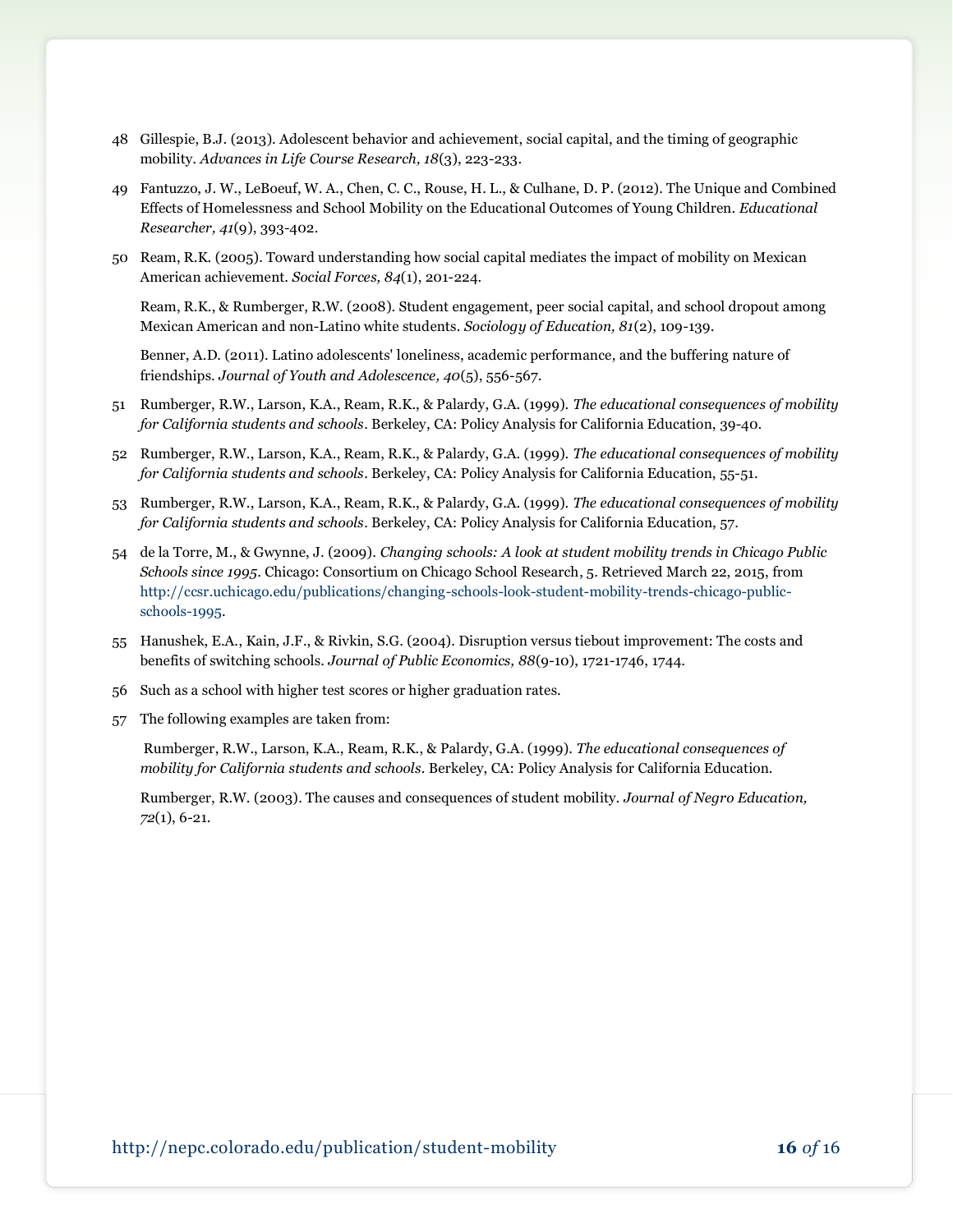48 Gillespie, B.J. (2013). Adolescent behavior and achievement, social capital, and the timing of geographic mobility. *Advances in Life Course Research, 18*(3), 223-233.

49 Fantuzzo, J. W., LeBoeuf, W. A., Chen, C. C., Rouse, H. L., & Culhane, D. P. (2012). The Unique and Combined Effects of Homelessness and School Mobility on the Educational Outcomes of Young Children. *Educational Researcher, 41*(9), 393-402.

50 Ream, R.K. (2005). Toward understanding how social capital mediates the impact of mobility on Mexican American achievement. *Social Forces, 84*(1), 201-224.

Ream, R.K., & Rumberger, R.W. (2008). Student engagement, peer social capital, and school dropout among Mexican American and non-Latino white students. *Sociology of Education, 81*(2), 109-139.

Benner, A.D. (2011). Latino adolescents' loneliness, academic performance, and the buffering nature of friendships. *Journal of Youth and Adolescence, 40*(5), 556-567.

51 Rumberger, R.W., Larson, K.A., Ream, R.K., & Palardy, G.A. (1999). *The educational consequences of mobility for California students and schools*. Berkeley, CA: Policy Analysis for California Education, 39-40.

52 Rumberger, R.W., Larson, K.A., Ream, R.K., & Palardy, G.A. (1999). *The educational consequences of mobility for California students and schools*. Berkeley, CA: Policy Analysis for California Education, 55-51.

53 Rumberger, R.W., Larson, K.A., Ream, R.K., & Palardy, G.A. (1999). *The educational consequences of mobility for California students and schools*. Berkeley, CA: Policy Analysis for California Education, 57.

54 de la Torre, M., & Gwynne, J. (2009). *Changing schools: A look at student mobility trends in Chicago Public Schools since 1995*. Chicago: Consortium on Chicago School Research, 5. Retrieved March 22, 2015, from http://ccsr.uchicago.edu/publications/changing-schools-look-student-mobility-trends-chicago-public-schools-1995.

55 Hanushek, E.A., Kain, J.F., & Rivkin, S.G. (2004). Disruption versus tiebout improvement: The costs and benefits of switching schools. *Journal of Public Economics, 88*(9-10), 1721-1746, 1744.

56 Such as a school with higher test scores or higher graduation rates.

57 The following examples are taken from:

Rumberger, R.W., Larson, K.A., Ream, R.K., & Palardy, G.A. (1999). *The educational consequences of mobility for California students and schools*. Berkeley, CA: Policy Analysis for California Education.

Rumberger, R.W. (2003). The causes and consequences of student mobility. *Journal of Negro Education, 72*(1), 6-21.